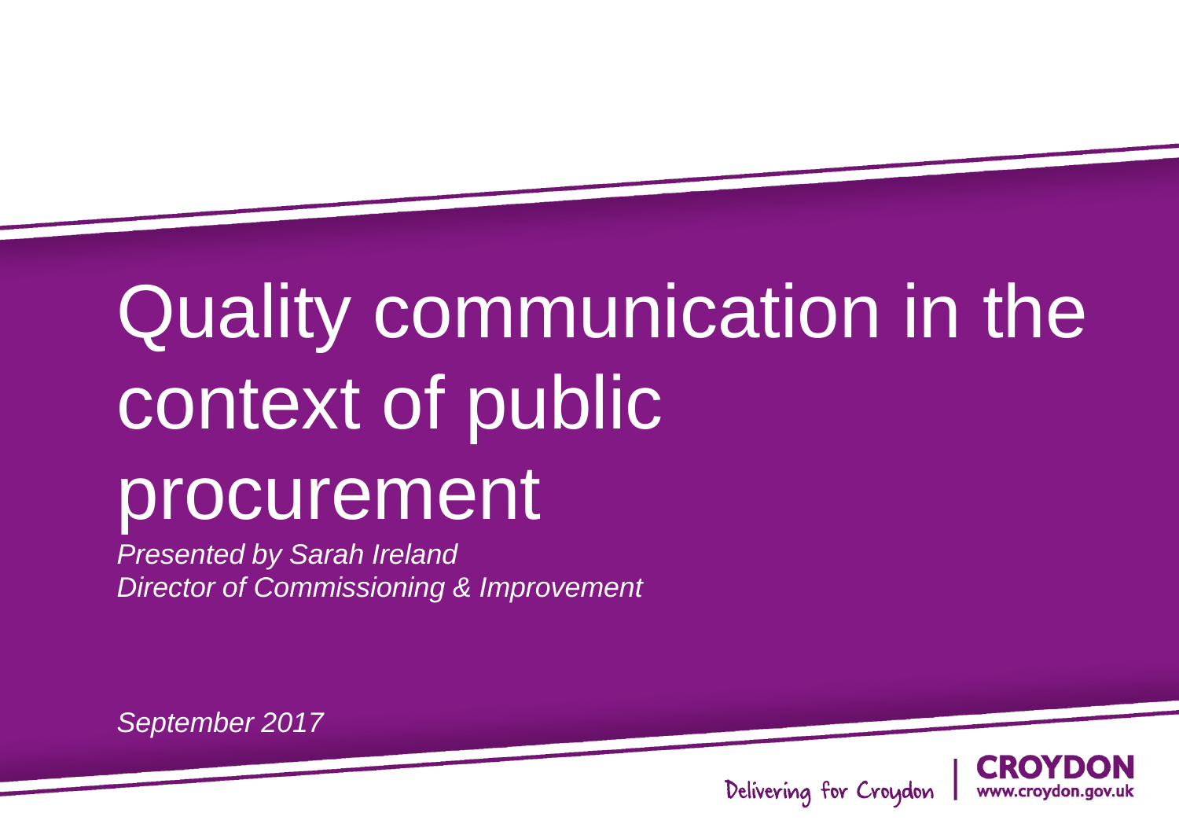# Quality communication in the context of public procurement

*Presented by Sarah Ireland*
*Director of Commissioning & Improvement*

*September 2017*

Delivering for Croydon | CROYDON www.croydon.gov.uk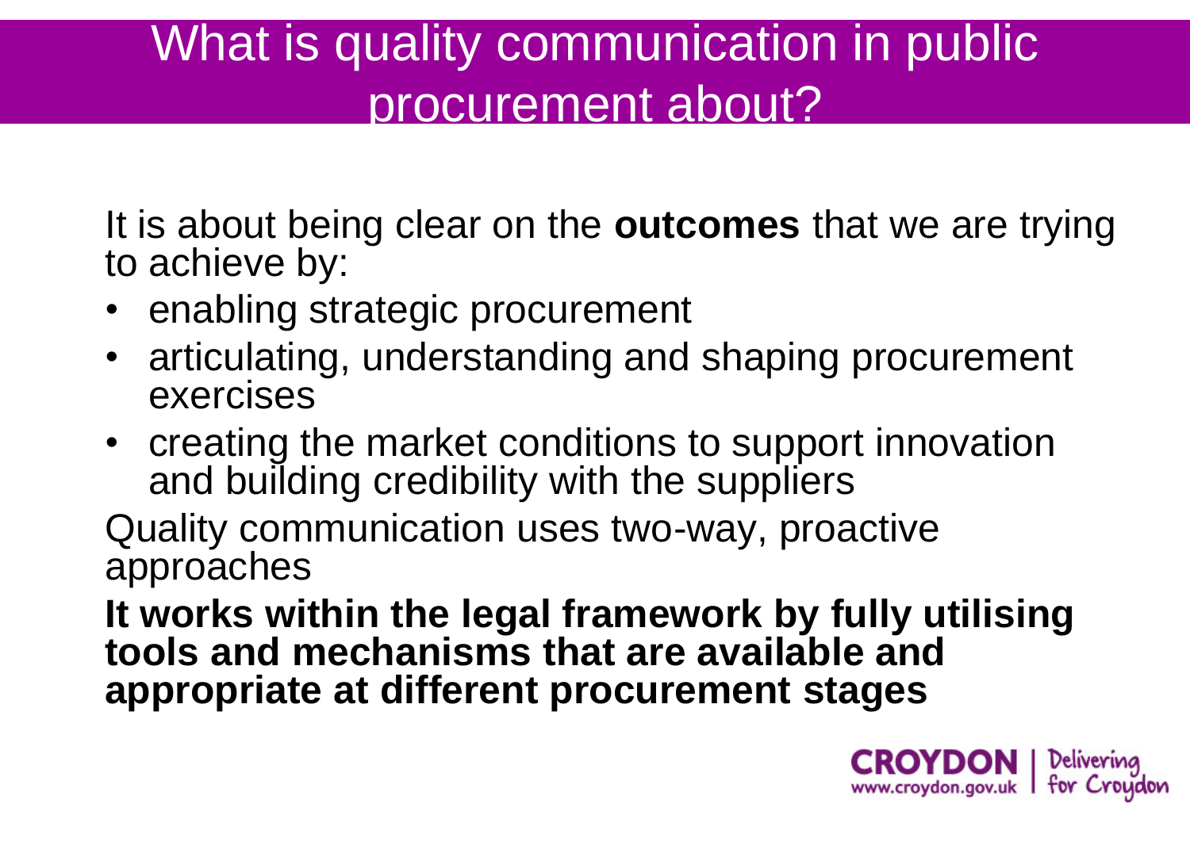# What is quality communication in public procurement about?

It is about being clear on the **outcomes** that we are trying to achieve by:

- enabling strategic procurement
- articulating, understanding and shaping procurement exercises
- creating the market conditions to support innovation and building credibility with the suppliers

Quality communication uses two-way, proactive approaches

**It works within the legal framework by fully utilising tools and mechanisms that are available and appropriate at different procurement stages**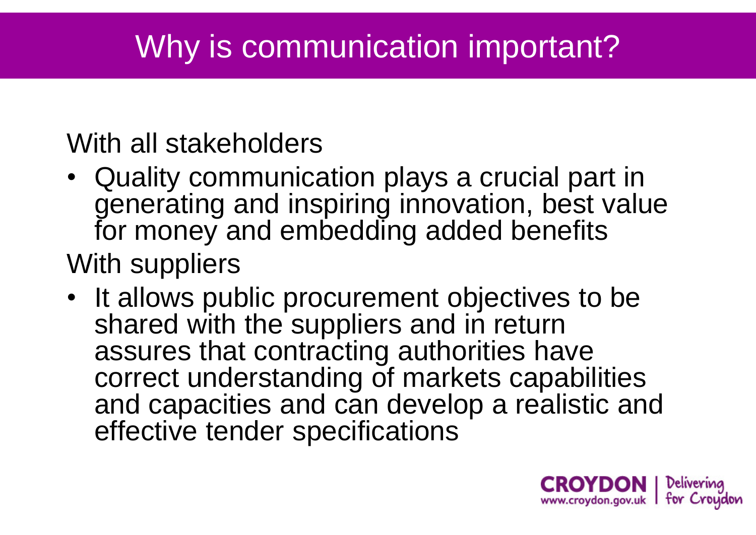# Why is communication important?

With all stakeholders

- Quality communication plays a crucial part in generating and inspiring innovation, best value for money and embedding added benefits

With suppliers

- It allows public procurement objectives to be shared with the suppliers and in return assures that contracting authorities have correct understanding of markets capabilities and capacities and can develop a realistic and effective tender specifications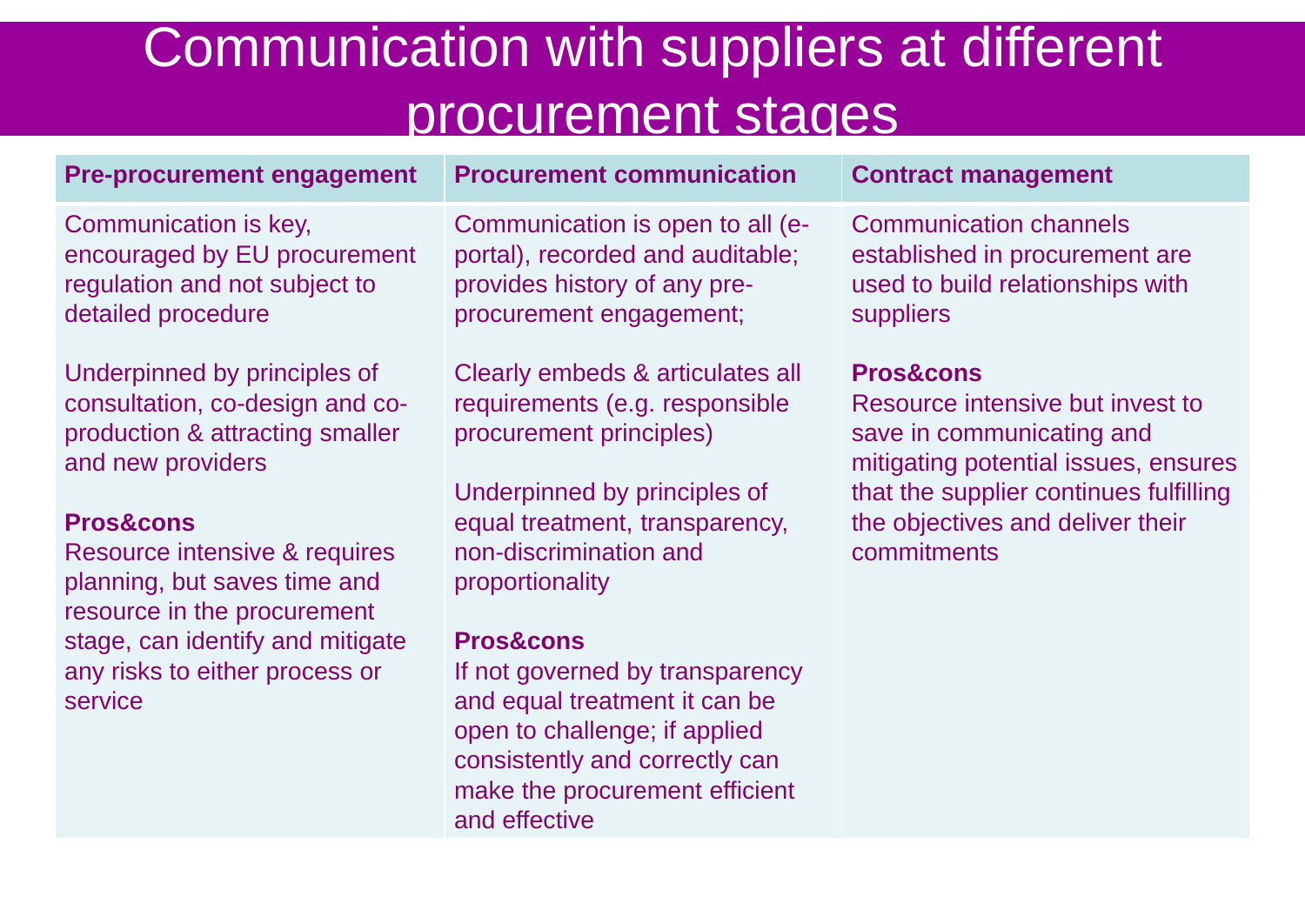# Communication with suppliers at different procurement stages

| Pre-procurement engagement | Procurement communication | Contract management |
|---|---|---|
| Communication is key, encouraged by EU procurement regulation and not subject to detailed procedure<br><br>Underpinned by principles of consultation, co-design and co-production & attracting smaller and new providers<br><br>**Pros&cons**<br>Resource intensive & requires planning, but saves time and resource in the procurement stage, can identify and mitigate any risks to either process or service | Communication is open to all (e-portal), recorded and auditable; provides history of any pre-procurement engagement;<br><br>Clearly embeds & articulates all requirements (e.g. responsible procurement principles)<br><br>Underpinned by principles of equal treatment, transparency, non-discrimination and proportionality<br><br>**Pros&cons**<br>If not governed by transparency and equal treatment it can be open to challenge; if applied consistently and correctly can make the procurement efficient and effective | Communication channels established in procurement are used to build relationships with suppliers<br><br>**Pros&cons**<br>Resource intensive but invest to save in communicating and mitigating potential issues, ensures that the supplier continues fulfilling the objectives and deliver their commitments |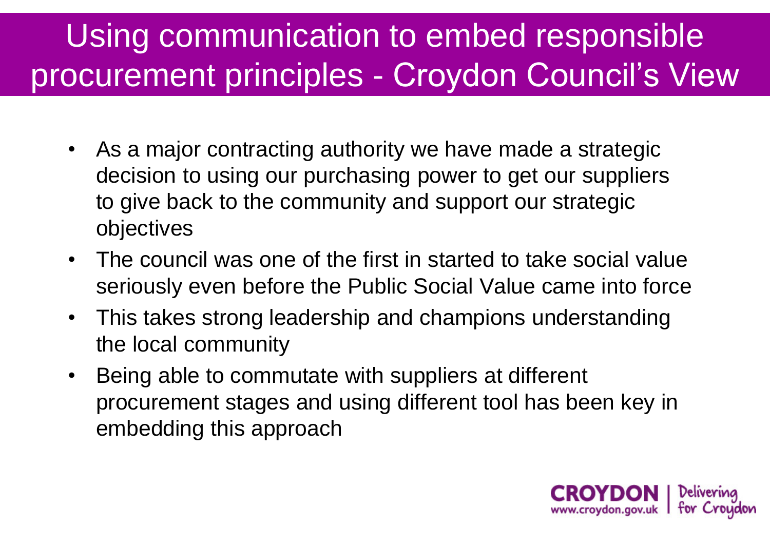# Using communication to embed responsible procurement principles - Croydon Council's View

- As a major contracting authority we have made a strategic decision to using our purchasing power to get our suppliers to give back to the community and support our strategic objectives
- The council was one of the first in started to take social value seriously even before the Public Social Value came into force
- This takes strong leadership and champions understanding the local community
- Being able to commutate with suppliers at different procurement stages and using different tool has been key in embedding this approach

CROYDON www.croydon.gov.uk | Delivering for Croydon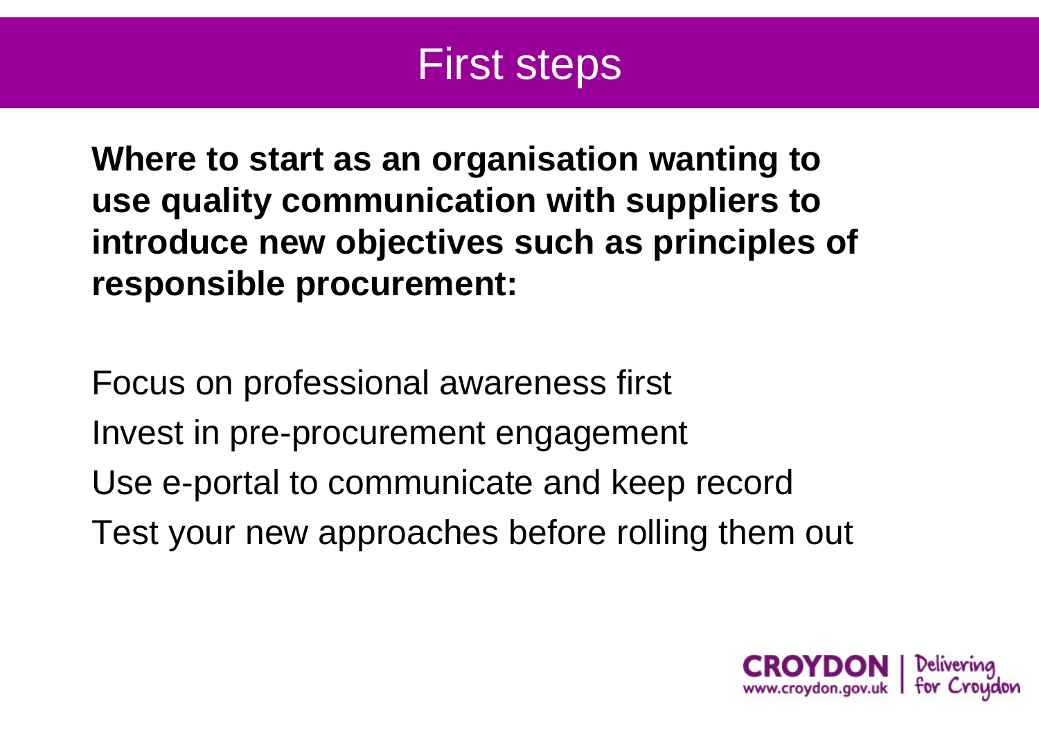# First steps

**Where to start as an organisation wanting to use quality communication with suppliers to introduce new objectives such as principles of responsible procurement:**

Focus on professional awareness first

Invest in pre-procurement engagement

Use e-portal to communicate and keep record

Test your new approaches before rolling them out

CROYDON www.croydon.gov.uk | Delivering for Croydon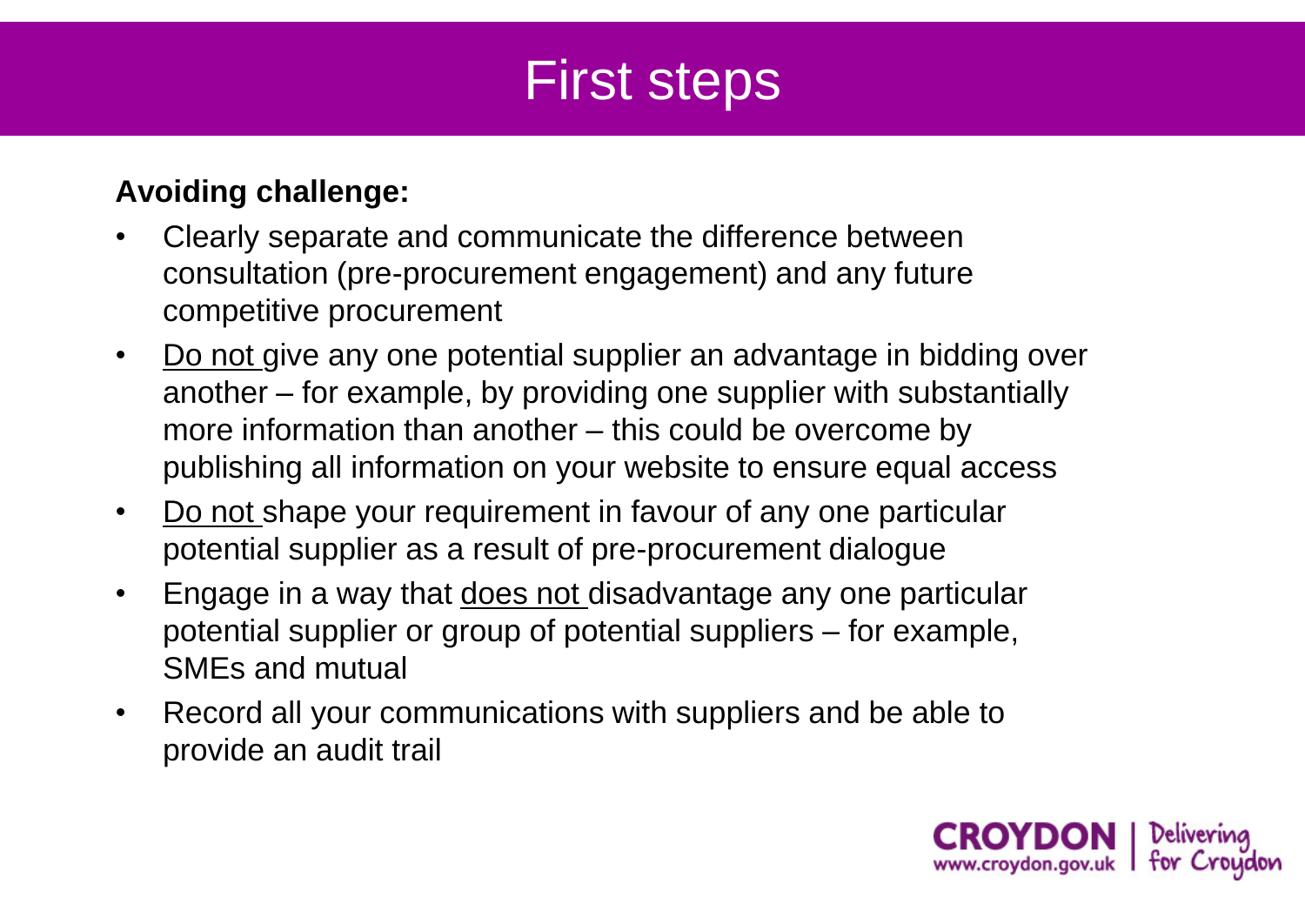# First steps

**Avoiding challenge:**

- Clearly separate and communicate the difference between consultation (pre-procurement engagement) and any future competitive procurement
- <u>Do not</u> give any one potential supplier an advantage in bidding over another – for example, by providing one supplier with substantially more information than another – this could be overcome by publishing all information on your website to ensure equal access
- <u>Do not</u> shape your requirement in favour of any one particular potential supplier as a result of pre-procurement dialogue
- Engage in a way that <u>does not</u> disadvantage any one particular potential supplier or group of potential suppliers – for example, SMEs and mutual
- Record all your communications with suppliers and be able to provide an audit trail